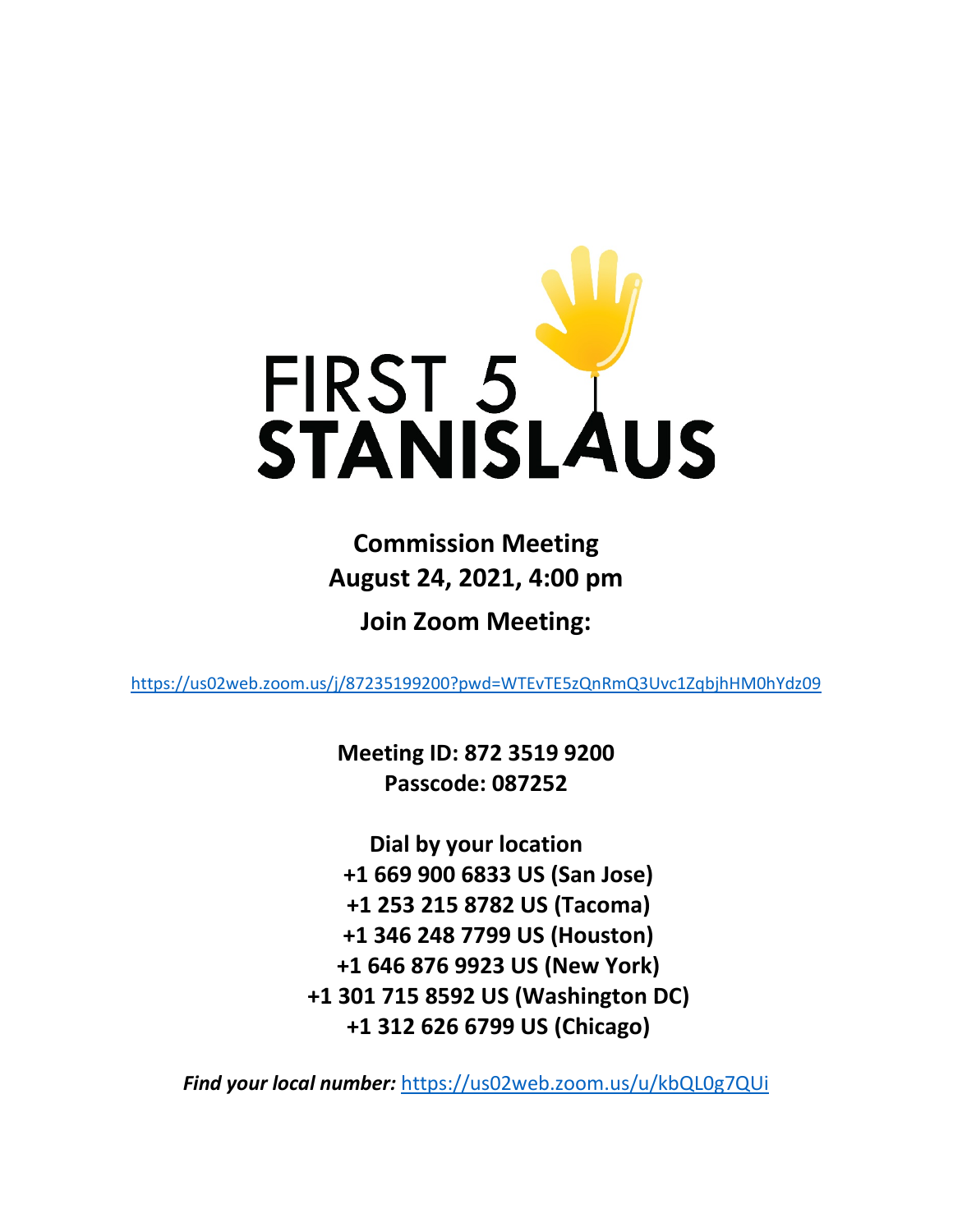# FIRST 5 STANISLAUS

**Commission Meeting**
**August 24, 2021, 4:00 pm**

**Join Zoom Meeting:**

https://us02web.zoom.us/j/87235199200?pwd=WTEvTE5zQnRmQ3Uvc1ZqbjhHM0hYdz09

**Meeting ID: 872 3519 9200**
**Passcode: 087252**

**Dial by your location**
**+1 669 900 6833 US (San Jose)**
**+1 253 215 8782 US (Tacoma)**
**+1 346 248 7799 US (Houston)**
**+1 646 876 9923 US (New York)**
**+1 301 715 8592 US (Washington DC)**
**+1 312 626 6799 US (Chicago)**

***Find your local number:*** https://us02web.zoom.us/u/kbQL0g7QUi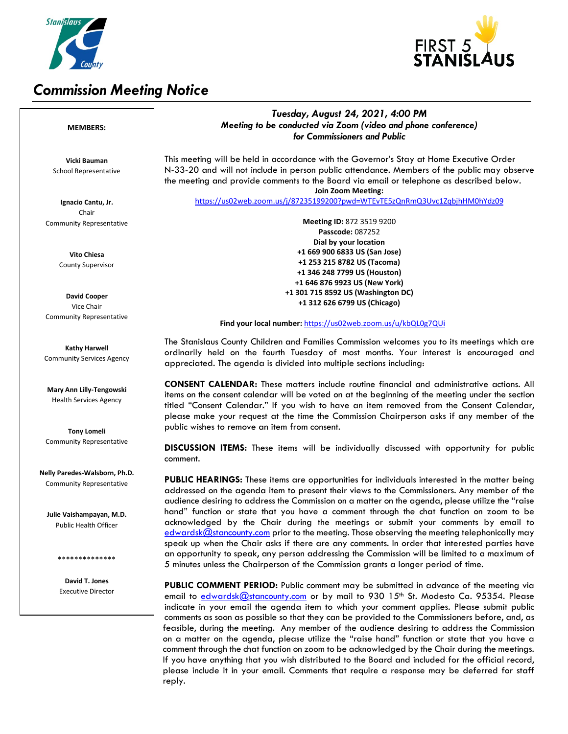# Commission Meeting Notice

**MEMBERS:**

**Vicki Bauman**
School Representative

**Ignacio Cantu, Jr.**
Chair
Community Representative

**Vito Chiesa**
County Supervisor

**David Cooper**
Vice Chair
Community Representative

**Kathy Harwell**
Community Services Agency

**Mary Ann Lilly-Tengowski**
Health Services Agency

**Tony Lomeli**
Community Representative

**Nelly Paredes-Walsborn, Ph.D.**
Community Representative

**Julie Vaishampayan, M.D.**
Public Health Officer

**************

**David T. Jones**
Executive Director

***Tuesday, August 24, 2021, 4:00 PM***
***Meeting to be conducted via Zoom (video and phone conference)***
***for Commissioners and Public***

This meeting will be held in accordance with the Governor's Stay at Home Executive Order N-33-20 and will not include in person public attendance. Members of the public may observe the meeting and provide comments to the Board via email or telephone as described below.

**Join Zoom Meeting:**
https://us02web.zoom.us/j/87235199200?pwd=WTEvTE5zQnRmQ3Uvc1ZqbjhHM0hYdz09

**Meeting ID:** 872 3519 9200
**Passcode:** 087252
**Dial by your location**
**+1 669 900 6833 US (San Jose)**
**+1 253 215 8782 US (Tacoma)**
**+1 346 248 7799 US (Houston)**
**+1 646 876 9923 US (New York)**
**+1 301 715 8592 US (Washington DC)**
**+1 312 626 6799 US (Chicago)**

**Find your local number:** https://us02web.zoom.us/u/kbQL0g7QUi

The Stanislaus County Children and Families Commission welcomes you to its meetings which are ordinarily held on the fourth Tuesday of most months. Your interest is encouraged and appreciated. The agenda is divided into multiple sections including:

**CONSENT CALENDAR:** These matters include routine financial and administrative actions. All items on the consent calendar will be voted on at the beginning of the meeting under the section titled "Consent Calendar." If you wish to have an item removed from the Consent Calendar, please make your request at the time the Commission Chairperson asks if any member of the public wishes to remove an item from consent.

**DISCUSSION ITEMS:** These items will be individually discussed with opportunity for public comment.

**PUBLIC HEARINGS:** These items are opportunities for individuals interested in the matter being addressed on the agenda item to present their views to the Commissioners. Any member of the audience desiring to address the Commission on a matter on the agenda, please utilize the "raise hand" function or state that you have a comment through the chat function on zoom to be acknowledged by the Chair during the meetings or submit your comments by email to edwardsk@stancounty.com prior to the meeting. Those observing the meeting telephonically may speak up when the Chair asks if there are any comments. In order that interested parties have an opportunity to speak, any person addressing the Commission will be limited to a maximum of 5 minutes unless the Chairperson of the Commission grants a longer period of time.

**PUBLIC COMMENT PERIOD:** Public comment may be submitted in advance of the meeting via email to edwardsk@stancounty.com or by mail to 930 15th St. Modesto Ca. 95354. Please indicate in your email the agenda item to which your comment applies. Please submit public comments as soon as possible so that they can be provided to the Commissioners before, and, as feasible, during the meeting. Any member of the audience desiring to address the Commission on a matter on the agenda, please utilize the "raise hand" function or state that you have a comment through the chat function on zoom to be acknowledged by the Chair during the meetings. If you have anything that you wish distributed to the Board and included for the official record, please include it in your email. Comments that require a response may be deferred for staff reply.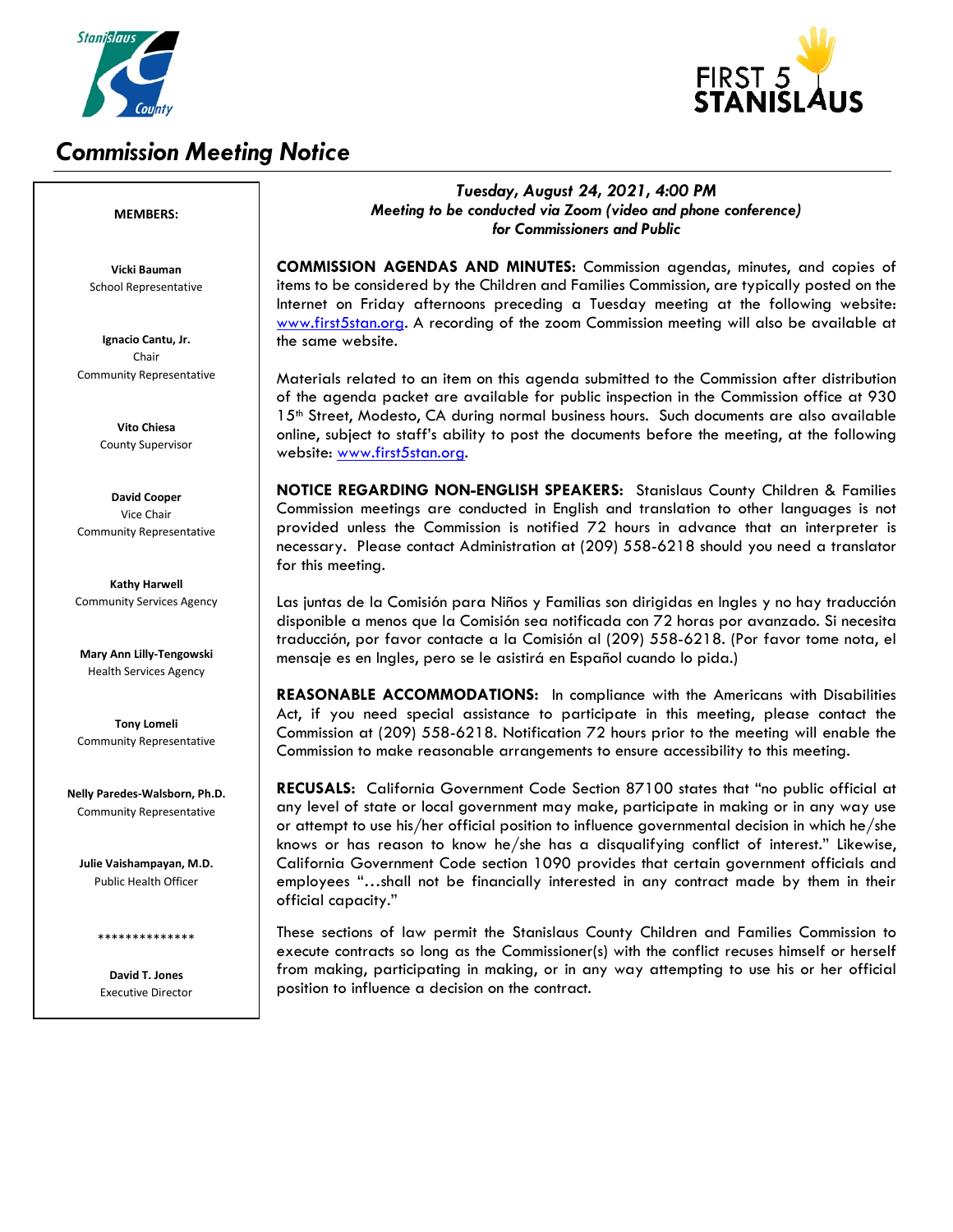# Commission Meeting Notice

**MEMBERS:**

**Vicki Bauman**
School Representative

**Ignacio Cantu, Jr.**
Chair
Community Representative

**Vito Chiesa**
County Supervisor

**David Cooper**
Vice Chair
Community Representative

**Kathy Harwell**
Community Services Agency

**Mary Ann Lilly-Tengowski**
Health Services Agency

**Tony Lomeli**
Community Representative

**Nelly Paredes-Walsborn, Ph.D.**
Community Representative

**Julie Vaishampayan, M.D.**
Public Health Officer

**************

**David T. Jones**
Executive Director

***Tuesday, August 24, 2021, 4:00 PM***
***Meeting to be conducted via Zoom (video and phone conference) for Commissioners and Public***

**COMMISSION AGENDAS AND MINUTES:** Commission agendas, minutes, and copies of items to be considered by the Children and Families Commission, are typically posted on the Internet on Friday afternoons preceding a Tuesday meeting at the following website: www.first5stan.org. A recording of the zoom Commission meeting will also be available at the same website.

Materials related to an item on this agenda submitted to the Commission after distribution of the agenda packet are available for public inspection in the Commission office at 930 15th Street, Modesto, CA during normal business hours. Such documents are also available online, subject to staff's ability to post the documents before the meeting, at the following website: www.first5stan.org.

**NOTICE REGARDING NON-ENGLISH SPEAKERS:** Stanislaus County Children & Families Commission meetings are conducted in English and translation to other languages is not provided unless the Commission is notified 72 hours in advance that an interpreter is necessary. Please contact Administration at (209) 558-6218 should you need a translator for this meeting.

Las juntas de la Comisión para Niños y Familias son dirigidas en Ingles y no hay traducción disponible a menos que la Comisión sea notificada con 72 horas por avanzado. Si necesita traducción, por favor contacte a la Comisión al (209) 558-6218. (Por favor tome nota, el mensaje es en Ingles, pero se le asistirá en Español cuando lo pida.)

**REASONABLE ACCOMMODATIONS:** In compliance with the Americans with Disabilities Act, if you need special assistance to participate in this meeting, please contact the Commission at (209) 558-6218. Notification 72 hours prior to the meeting will enable the Commission to make reasonable arrangements to ensure accessibility to this meeting.

**RECUSALS:** California Government Code Section 87100 states that "no public official at any level of state or local government may make, participate in making or in any way use or attempt to use his/her official position to influence governmental decision in which he/she knows or has reason to know he/she has a disqualifying conflict of interest." Likewise, California Government Code section 1090 provides that certain government officials and employees "…shall not be financially interested in any contract made by them in their official capacity."

These sections of law permit the Stanislaus County Children and Families Commission to execute contracts so long as the Commissioner(s) with the conflict recuses himself or herself from making, participating in making, or in any way attempting to use his or her official position to influence a decision on the contract.